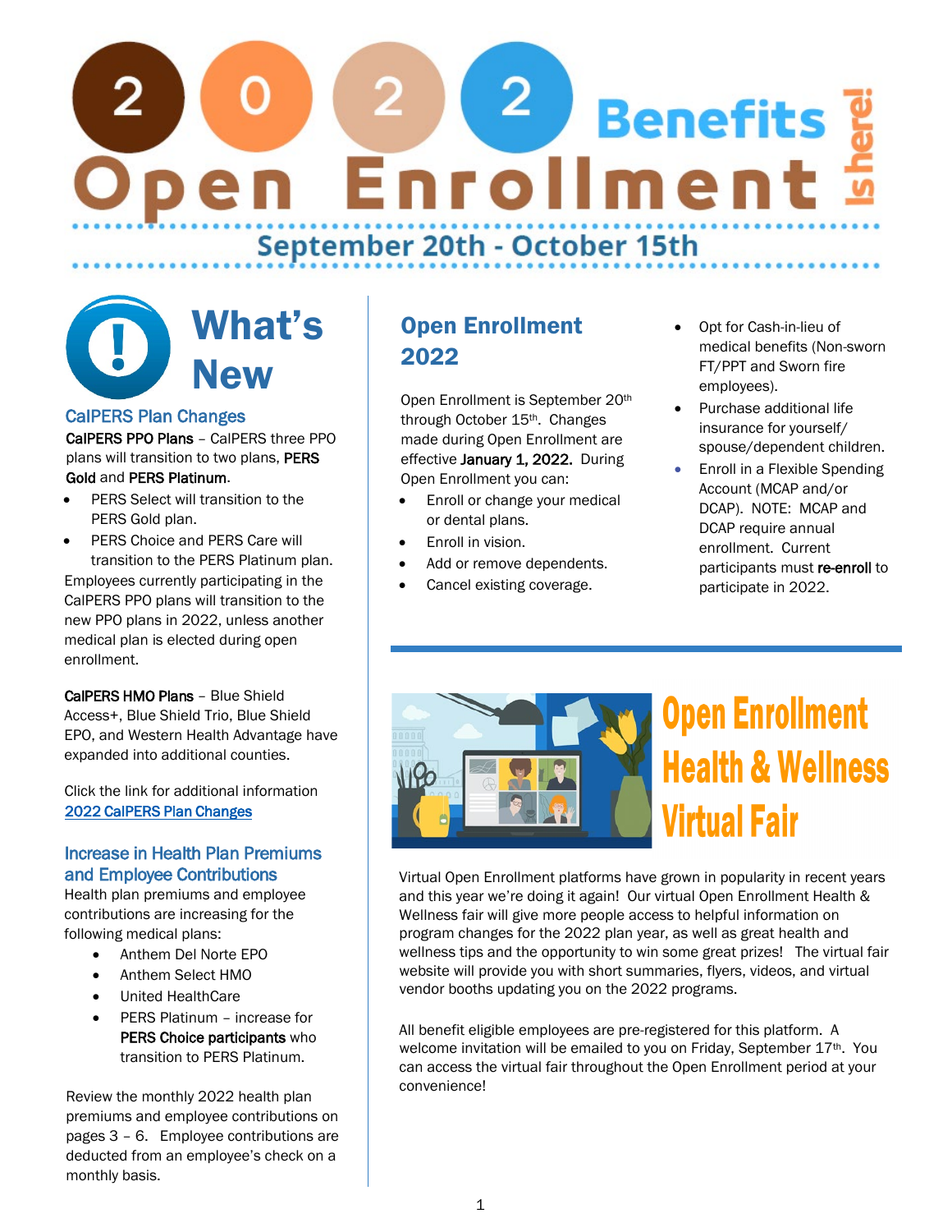# 2022 Open Enrollment Benefits Is here!

**September 20th - October 15th**

## What's New

### CalPERS Plan Changes

**CalPERS PPO Plans** – CalPERS three PPO plans will transition to two plans, **PERS Gold** and **PERS Platinum**.

- PERS Select will transition to the PERS Gold plan.
- PERS Choice and PERS Care will transition to the PERS Platinum plan.

Employees currently participating in the CalPERS PPO plans will transition to the new PPO plans in 2022, unless another medical plan is elected during open enrollment.

**CalPERS HMO Plans** – Blue Shield Access+, Blue Shield Trio, Blue Shield EPO, and Western Health Advantage have expanded into additional counties.

Click the link for additional information [2022 CalPERS Plan Changes]

### Increase in Health Plan Premiums and Employee Contributions

Health plan premiums and employee contributions are increasing for the following medical plans:

- Anthem Del Norte EPO
- Anthem Select HMO
- United HealthCare
- PERS Platinum – increase for **PERS Choice participants** who transition to PERS Platinum.

Review the monthly 2022 health plan premiums and employee contributions on pages 3 – 6. Employee contributions are deducted from an employee's check on a monthly basis.

## Open Enrollment 2022

Open Enrollment is September 20th through October 15th. Changes made during Open Enrollment are effective **January 1, 2022.** During Open Enrollment you can:

- Enroll or change your medical or dental plans.
- Enroll in vision.
- Add or remove dependents.
- Cancel existing coverage.
- Opt for Cash-in-lieu of medical benefits (Non-sworn FT/PPT and Sworn fire employees).
- Purchase additional life insurance for yourself/ spouse/dependent children.
- Enroll in a Flexible Spending Account (MCAP and/or DCAP). NOTE: MCAP and DCAP require annual enrollment. Current participants must **re-enroll** to participate in 2022.

## Open Enrollment Health & Wellness Virtual Fair

Virtual Open Enrollment platforms have grown in popularity in recent years and this year we're doing it again! Our virtual Open Enrollment Health & Wellness fair will give more people access to helpful information on program changes for the 2022 plan year, as well as great health and wellness tips and the opportunity to win some great prizes! The virtual fair website will provide you with short summaries, flyers, videos, and virtual vendor booths updating you on the 2022 programs.

All benefit eligible employees are pre-registered for this platform. A welcome invitation will be emailed to you on Friday, September 17th. You can access the virtual fair throughout the Open Enrollment period at your convenience!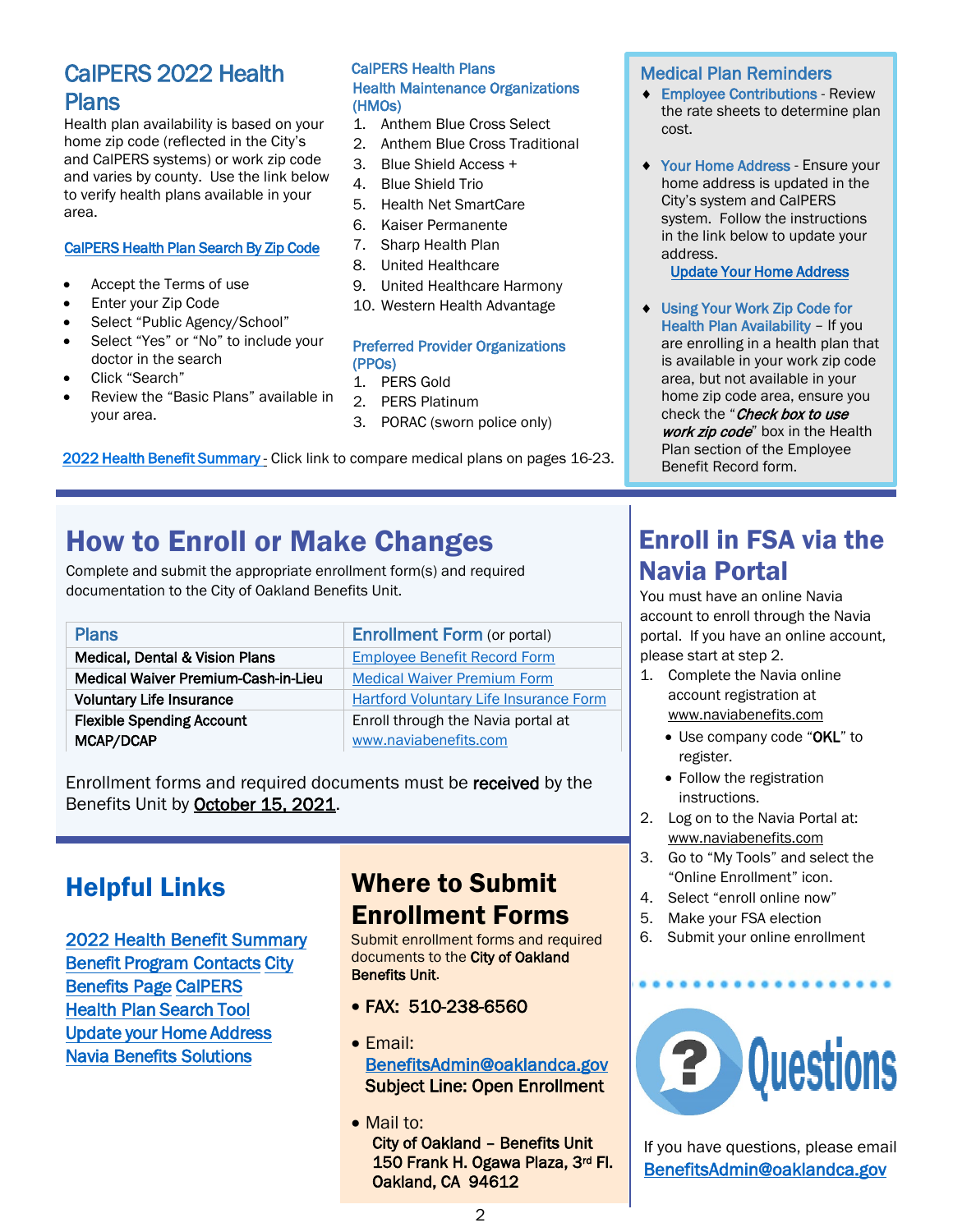## CalPERS 2022 Health Plans

Health plan availability is based on your home zip code (reflected in the City's and CalPERS systems) or work zip code and varies by county. Use the link below to verify health plans available in your area.

CalPERS Health Plan Search By Zip Code

- Accept the Terms of use
- Enter your Zip Code
- Select "Public Agency/School"
- Select "Yes" or "No" to include your doctor in the search
- Click "Search"
- Review the "Basic Plans" available in your area.

### CalPERS Health Plans

#### Health Maintenance Organizations (HMOs)

1. Anthem Blue Cross Select
2. Anthem Blue Cross Traditional
3. Blue Shield Access +
4. Blue Shield Trio
5. Health Net SmartCare
6. Kaiser Permanente
7. Sharp Health Plan
8. United Healthcare
9. United Healthcare Harmony
10. Western Health Advantage

#### Preferred Provider Organizations (PPOs)

1. PERS Gold
2. PERS Platinum
3. PORAC (sworn police only)

2022 Health Benefit Summary - Click link to compare medical plans on pages 16-23.

### Medical Plan Reminders

- **Employee Contributions** - Review the rate sheets to determine plan cost.
- **Your Home Address** - Ensure your home address is updated in the City's system and CalPERS system. Follow the instructions in the link below to update your address.
  Update Your Home Address
- **Using Your Work Zip Code for Health Plan Availability** – If you are enrolling in a health plan that is available in your work zip code area, but not available in your home zip code area, ensure you check the "***Check box to use work zip code***" box in the Health Plan section of the Employee Benefit Record form.

## How to Enroll or Make Changes

Complete and submit the appropriate enrollment form(s) and required documentation to the City of Oakland Benefits Unit.

| Plans | Enrollment Form (or portal) |
|---|---|
| Medical, Dental & Vision Plans | Employee Benefit Record Form |
| Medical Waiver Premium-Cash-in-Lieu | Medical Waiver Premium Form |
| Voluntary Life Insurance | Hartford Voluntary Life Insurance Form |
| Flexible Spending Account MCAP/DCAP | Enroll through the Navia portal at www.naviabenefits.com |

Enrollment forms and required documents must be **received** by the Benefits Unit by <u>October 15, 2021</u>.

## Enroll in FSA via the Navia Portal

You must have an online Navia account to enroll through the Navia portal. If you have an online account, please start at step 2.

1. Complete the Navia online account registration at www.naviabenefits.com
   - Use company code "**OKL**" to register.
   - Follow the registration instructions.
2. Log on to the Navia Portal at: www.naviabenefits.com
3. Go to "My Tools" and select the "Online Enrollment" icon.
4. Select "enroll online now"
5. Make your FSA election
6. Submit your online enrollment

## Helpful Links

2022 Health Benefit Summary
Benefit Program Contacts
City Benefits Page
CalPERS Health Plan Search Tool
Update your Home Address
Navia Benefits Solutions

## Where to Submit Enrollment Forms

Submit enrollment forms and required documents to the **City of Oakland Benefits Unit**.

- **FAX: 510-238-6560**
- Email:
  **BenefitsAdmin@oaklandca.gov**
  **Subject Line: Open Enrollment**
- Mail to:
  **City of Oakland – Benefits Unit**
  **150 Frank H. Ogawa Plaza, 3rd Fl.**
  **Oakland, CA 94612**

## Questions

If you have questions, please email BenefitsAdmin@oaklandca.gov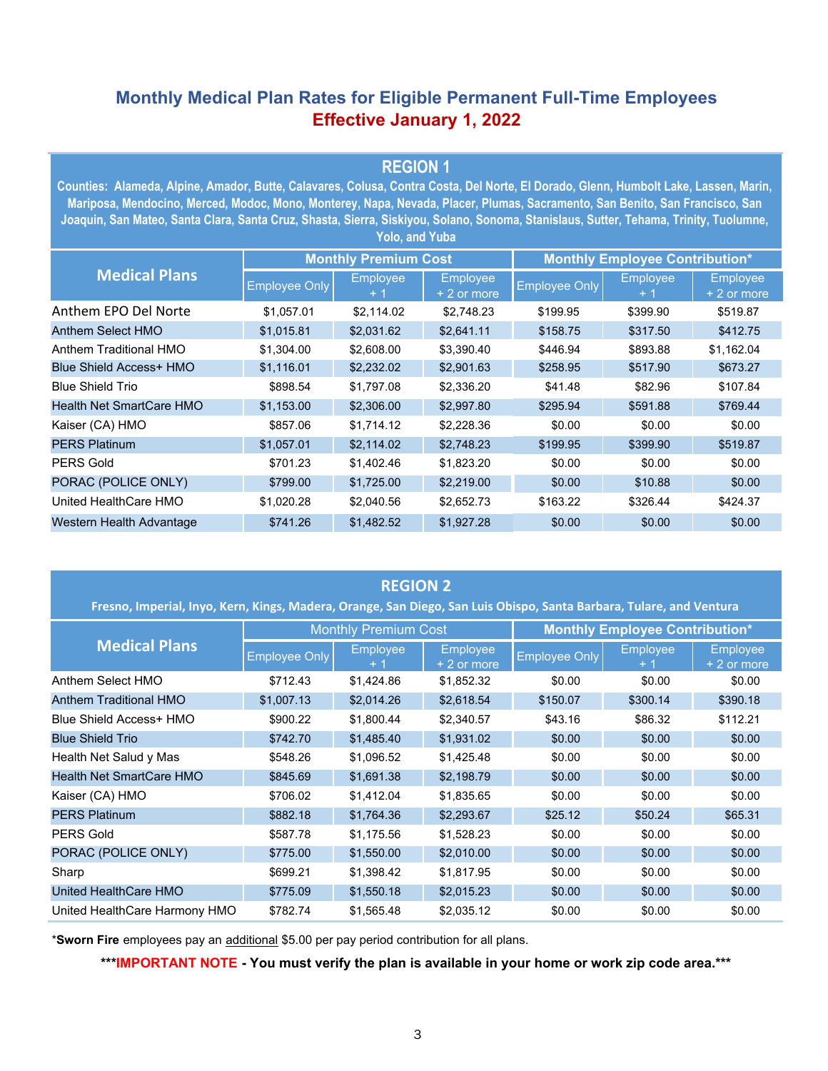# Monthly Medical Plan Rates for Eligible Permanent Full-Time Employees

## Effective January 1, 2022

### REGION 1

**Counties: Alameda, Alpine, Amador, Butte, Calavares, Colusa, Contra Costa, Del Norte, El Dorado, Glenn, Humbolt Lake, Lassen, Marin, Mariposa, Mendocino, Merced, Modoc, Mono, Monterey, Napa, Nevada, Placer, Plumas, Sacramento, San Benito, San Francisco, San Joaquin, San Mateo, Santa Clara, Santa Cruz, Shasta, Sierra, Siskiyou, Solano, Sonoma, Stanislaus, Sutter, Tehama, Trinity, Tuolumne, Yolo, and Yuba**

| Medical Plans | Monthly Premium Cost | | | Monthly Employee Contribution* | | |
|---|---|---|---|---|---|---|
| | Employee Only | Employee + 1 | Employee + 2 or more | Employee Only | Employee + 1 | Employee + 2 or more |
| Anthem EPO Del Norte | $1,057.01 | $2,114.02 | $2,748.23 | $199.95 | $399.90 | $519.87 |
| Anthem Select HMO | $1,015.81 | $2,031.62 | $2,641.11 | $158.75 | $317.50 | $412.75 |
| Anthem Traditional HMO | $1,304.00 | $2,608.00 | $3,390.40 | $446.94 | $893.88 | $1,162.04 |
| Blue Shield Access+ HMO | $1,116.01 | $2,232.02 | $2,901.63 | $258.95 | $517.90 | $673.27 |
| Blue Shield Trio | $898.54 | $1,797.08 | $2,336.20 | $41.48 | $82.96 | $107.84 |
| Health Net SmartCare HMO | $1,153.00 | $2,306.00 | $2,997.80 | $295.94 | $591.88 | $769.44 |
| Kaiser (CA) HMO | $857.06 | $1,714.12 | $2,228.36 | $0.00 | $0.00 | $0.00 |
| PERS Platinum | $1,057.01 | $2,114.02 | $2,748.23 | $199.95 | $399.90 | $519.87 |
| PERS Gold | $701.23 | $1,402.46 | $1,823.20 | $0.00 | $0.00 | $0.00 |
| PORAC (POLICE ONLY) | $799.00 | $1,725.00 | $2,219.00 | $0.00 | $10.88 | $0.00 |
| United HealthCare HMO | $1,020.28 | $2,040.56 | $2,652.73 | $163.22 | $326.44 | $424.37 |
| Western Health Advantage | $741.26 | $1,482.52 | $1,927.28 | $0.00 | $0.00 | $0.00 |

### REGION 2

**Fresno, Imperial, Inyo, Kern, Kings, Madera, Orange, San Diego, San Luis Obispo, Santa Barbara, Tulare, and Ventura**

| Medical Plans | Monthly Premium Cost | | | Monthly Employee Contribution* | | |
|---|---|---|---|---|---|---|
| | Employee Only | Employee + 1 | Employee + 2 or more | Employee Only | Employee + 1 | Employee + 2 or more |
| Anthem Select HMO | $712.43 | $1,424.86 | $1,852.32 | $0.00 | $0.00 | $0.00 |
| Anthem Traditional HMO | $1,007.13 | $2,014.26 | $2,618.54 | $150.07 | $300.14 | $390.18 |
| Blue Shield Access+ HMO | $900.22 | $1,800.44 | $2,340.57 | $43.16 | $86.32 | $112.21 |
| Blue Shield Trio | $742.70 | $1,485.40 | $1,931.02 | $0.00 | $0.00 | $0.00 |
| Health Net Salud y Mas | $548.26 | $1,096.52 | $1,425.48 | $0.00 | $0.00 | $0.00 |
| Health Net SmartCare HMO | $845.69 | $1,691.38 | $2,198.79 | $0.00 | $0.00 | $0.00 |
| Kaiser (CA) HMO | $706.02 | $1,412.04 | $1,835.65 | $0.00 | $0.00 | $0.00 |
| PERS Platinum | $882.18 | $1,764.36 | $2,293.67 | $25.12 | $50.24 | $65.31 |
| PERS Gold | $587.78 | $1,175.56 | $1,528.23 | $0.00 | $0.00 | $0.00 |
| PORAC (POLICE ONLY) | $775.00 | $1,550.00 | $2,010.00 | $0.00 | $0.00 | $0.00 |
| Sharp | $699.21 | $1,398.42 | $1,817.95 | $0.00 | $0.00 | $0.00 |
| United HealthCare HMO | $775.09 | $1,550.18 | $2,015.23 | $0.00 | $0.00 | $0.00 |
| United HealthCare Harmony HMO | $782.74 | $1,565.48 | $2,035.12 | $0.00 | $0.00 | $0.00 |

*__Sworn Fire__ employees pay an additional $5.00 per pay period contribution for all plans.

**\*\*\*IMPORTANT NOTE - You must verify the plan is available in your home or work zip code area.\*\*\***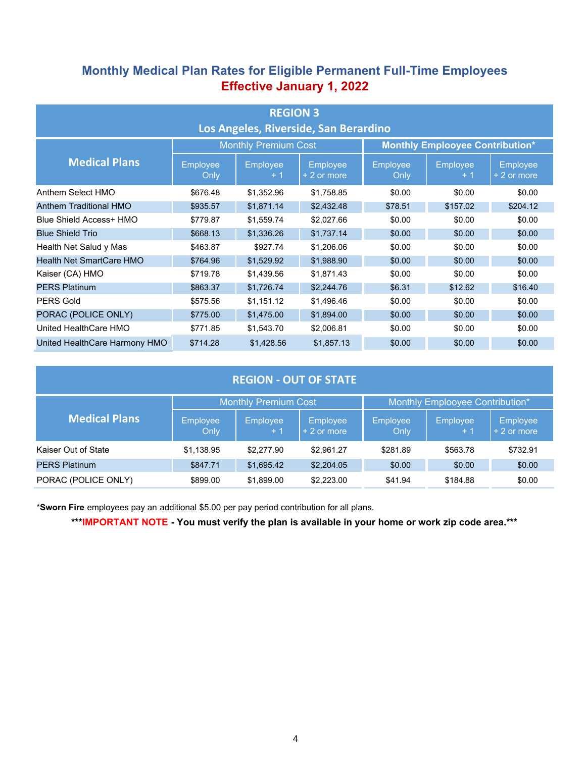## Monthly Medical Plan Rates for Eligible Permanent Full-Time Employees
## Effective January 1, 2022

| REGION 3 Los Angeles, Riverside, San Berardino | | | | | | |
|---|---|---|---|---|---|---|
| **Medical Plans** | Monthly Premium Cost | | | **Monthly Emplooyee Contribution*** | | |
| | Employee Only | Employee + 1 | Employee + 2 or more | Employee Only | Employee + 1 | Employee + 2 or more |
| Anthem Select HMO | $676.48 | $1,352.96 | $1,758.85 | $0.00 | $0.00 | $0.00 |
| Anthem Traditional HMO | $935.57 | $1,871.14 | $2,432.48 | $78.51 | $157.02 | $204.12 |
| Blue Shield Access+ HMO | $779.87 | $1,559.74 | $2,027.66 | $0.00 | $0.00 | $0.00 |
| Blue Shield Trio | $668.13 | $1,336.26 | $1,737.14 | $0.00 | $0.00 | $0.00 |
| Health Net Salud y Mas | $463.87 | $927.74 | $1,206.06 | $0.00 | $0.00 | $0.00 |
| Health Net SmartCare HMO | $764.96 | $1,529.92 | $1,988.90 | $0.00 | $0.00 | $0.00 |
| Kaiser (CA) HMO | $719.78 | $1,439.56 | $1,871.43 | $0.00 | $0.00 | $0.00 |
| PERS Platinum | $863.37 | $1,726.74 | $2,244.76 | $6.31 | $12.62 | $16.40 |
| PERS Gold | $575.56 | $1,151.12 | $1,496.46 | $0.00 | $0.00 | $0.00 |
| PORAC (POLICE ONLY) | $775.00 | $1,475.00 | $1,894.00 | $0.00 | $0.00 | $0.00 |
| United HealthCare HMO | $771.85 | $1,543.70 | $2,006.81 | $0.00 | $0.00 | $0.00 |
| United HealthCare Harmony HMO | $714.28 | $1,428.56 | $1,857.13 | $0.00 | $0.00 | $0.00 |

| REGION - OUT OF STATE | | | | | | |
|---|---|---|---|---|---|---|
| **Medical Plans** | Monthly Premium Cost | | | Monthly Emplooyee Contribution* | | |
| | Employee Only | Employee + 1 | Employee + 2 or more | Employee Only | Employee + 1 | Employee + 2 or more |
| Kaiser Out of State | $1,138.95 | $2,277.90 | $2,961.27 | $281.89 | $563.78 | $732.91 |
| PERS Platinum | $847.71 | $1,695.42 | $2,204.05 | $0.00 | $0.00 | $0.00 |
| PORAC (POLICE ONLY) | $899.00 | $1,899.00 | $2,223.00 | $41.94 | $184.88 | $0.00 |

*__Sworn Fire__ employees pay an additional $5.00 per pay period contribution for all plans.

**\*\*\*IMPORTANT NOTE - You must verify the plan is available in your home or work zip code area.\*\*\***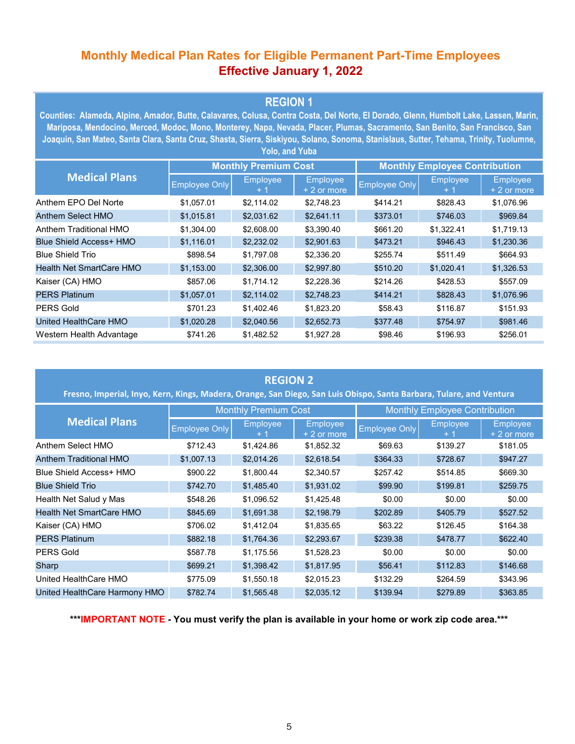# Monthly Medical Plan Rates for Eligible Permanent Part-Time Employees
## Effective January 1, 2022

### REGION 1

**Counties: Alameda, Alpine, Amador, Butte, Calavares, Colusa, Contra Costa, Del Norte, El Dorado, Glenn, Humbolt Lake, Lassen, Marin, Mariposa, Mendocino, Merced, Modoc, Mono, Monterey, Napa, Nevada, Placer, Plumas, Sacramento, San Benito, San Francisco, San Joaquin, San Mateo, Santa Clara, Santa Cruz, Shasta, Sierra, Siskiyou, Solano, Sonoma, Stanislaus, Sutter, Tehama, Trinity, Tuolumne, Yolo, and Yuba**

| Medical Plans | Monthly Premium Cost | | | Monthly Employee Contribution | | |
|---|---|---|---|---|---|---|
| | Employee Only | Employee + 1 | Employee + 2 or more | Employee Only | Employee + 1 | Employee + 2 or more |
| Anthem EPO Del Norte | $1,057.01 | $2,114.02 | $2,748.23 | $414.21 | $828.43 | $1,076.96 |
| Anthem Select HMO | $1,015.81 | $2,031.62 | $2,641.11 | $373.01 | $746.03 | $969.84 |
| Anthem Traditional HMO | $1,304.00 | $2,608.00 | $3,390.40 | $661.20 | $1,322.41 | $1,719.13 |
| Blue Shield Access+ HMO | $1,116.01 | $2,232.02 | $2,901.63 | $473.21 | $946.43 | $1,230.36 |
| Blue Shield Trio | $898.54 | $1,797.08 | $2,336.20 | $255.74 | $511.49 | $664.93 |
| Health Net SmartCare HMO | $1,153.00 | $2,306.00 | $2,997.80 | $510.20 | $1,020.41 | $1,326.53 |
| Kaiser (CA) HMO | $857.06 | $1,714.12 | $2,228.36 | $214.26 | $428.53 | $557.09 |
| PERS Platinum | $1,057.01 | $2,114.02 | $2,748.23 | $414.21 | $828.43 | $1,076.96 |
| PERS Gold | $701.23 | $1,402.46 | $1,823.20 | $58.43 | $116.87 | $151.93 |
| United HealthCare HMO | $1,020.28 | $2,040.56 | $2,652.73 | $377.48 | $754.97 | $981.46 |
| Western Health Advantage | $741.26 | $1,482.52 | $1,927.28 | $98.46 | $196.93 | $256.01 |

### REGION 2

**Fresno, Imperial, Inyo, Kern, Kings, Madera, Orange, San Diego, San Luis Obispo, Santa Barbara, Tulare, and Ventura**

| Medical Plans | Monthly Premium Cost | | | Monthly Employee Contribution | | |
|---|---|---|---|---|---|---|
| | Employee Only | Employee + 1 | Employee + 2 or more | Employee Only | Employee + 1 | Employee + 2 or more |
| Anthem Select HMO | $712.43 | $1,424.86 | $1,852.32 | $69.63 | $139.27 | $181.05 |
| Anthem Traditional HMO | $1,007.13 | $2,014.26 | $2,618.54 | $364.33 | $728.67 | $947.27 |
| Blue Shield Access+ HMO | $900.22 | $1,800.44 | $2,340.57 | $257.42 | $514.85 | $669.30 |
| Blue Shield Trio | $742.70 | $1,485.40 | $1,931.02 | $99.90 | $199.81 | $259.75 |
| Health Net Salud y Mas | $548.26 | $1,096.52 | $1,425.48 | $0.00 | $0.00 | $0.00 |
| Health Net SmartCare HMO | $845.69 | $1,691.38 | $2,198.79 | $202.89 | $405.79 | $527.52 |
| Kaiser (CA) HMO | $706.02 | $1,412.04 | $1,835.65 | $63.22 | $126.45 | $164.38 |
| PERS Platinum | $882.18 | $1,764.36 | $2,293.67 | $239.38 | $478.77 | $622.40 |
| PERS Gold | $587.78 | $1,175.56 | $1,528.23 | $0.00 | $0.00 | $0.00 |
| Sharp | $699.21 | $1,398.42 | $1,817.95 | $56.41 | $112.83 | $146.68 |
| United HealthCare HMO | $775.09 | $1,550.18 | $2,015.23 | $132.29 | $264.59 | $343.96 |
| United HealthCare Harmony HMO | $782.74 | $1,565.48 | $2,035.12 | $139.94 | $279.89 | $363.85 |

**\*\*\*IMPORTANT NOTE - You must verify the plan is available in your home or work zip code area.\*\*\***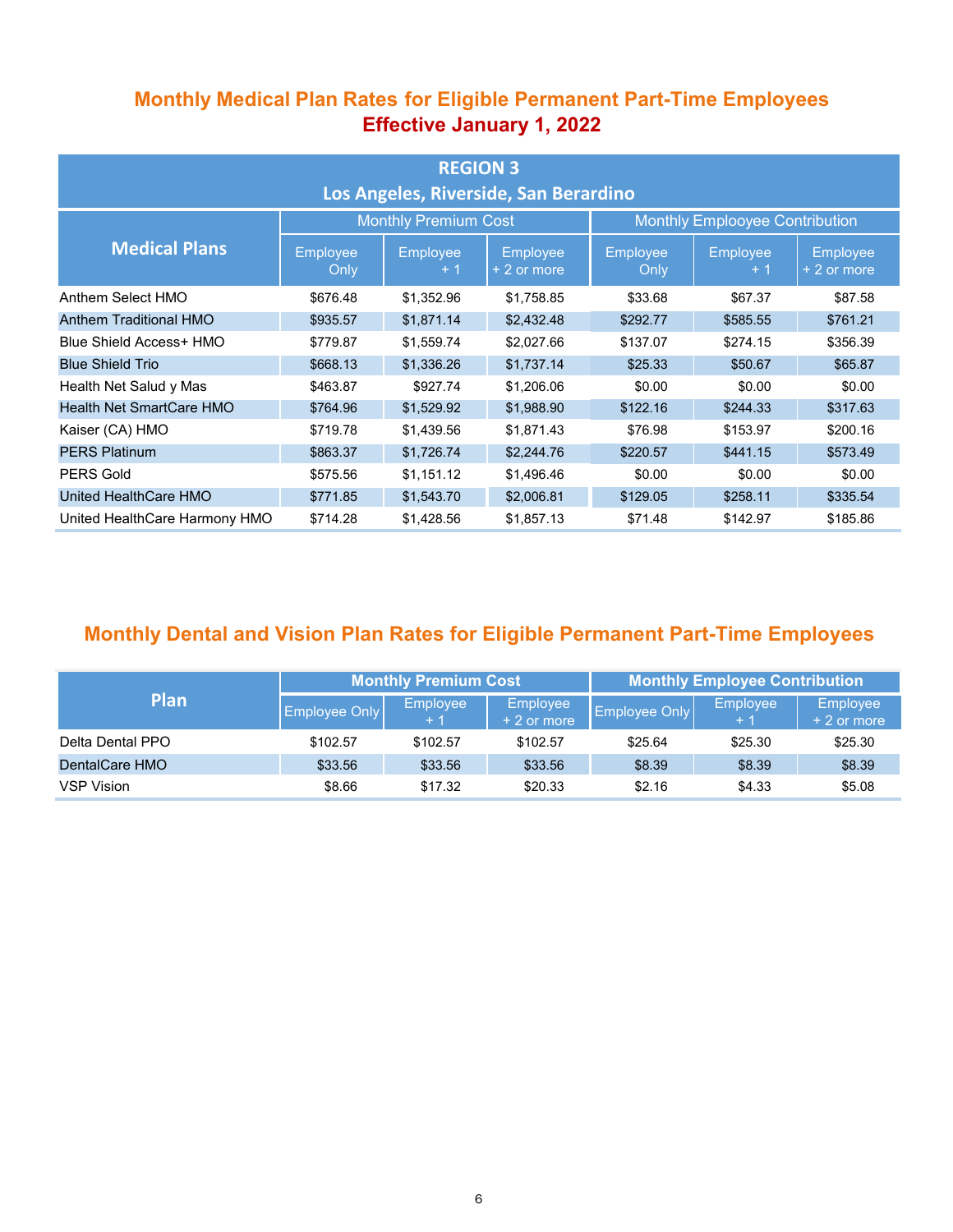## Monthly Medical Plan Rates for Eligible Permanent Part-Time Employees
## Effective January 1, 2022

| REGION 3<br>Los Angeles, Riverside, San Berardino | | | | | | |
|---|---|---|---|---|---|---|
| **Medical Plans** | Monthly Premium Cost | | | Monthly Emplooyee Contribution | | |
| | Employee Only | Employee + 1 | Employee + 2 or more | Employee Only | Employee + 1 | Employee + 2 or more |
| Anthem Select HMO | $676.48 | $1,352.96 | $1,758.85 | $33.68 | $67.37 | $87.58 |
| Anthem Traditional HMO | $935.57 | $1,871.14 | $2,432.48 | $292.77 | $585.55 | $761.21 |
| Blue Shield Access+ HMO | $779.87 | $1,559.74 | $2,027.66 | $137.07 | $274.15 | $356.39 |
| Blue Shield Trio | $668.13 | $1,336.26 | $1,737.14 | $25.33 | $50.67 | $65.87 |
| Health Net Salud y Mas | $463.87 | $927.74 | $1,206.06 | $0.00 | $0.00 | $0.00 |
| Health Net SmartCare HMO | $764.96 | $1,529.92 | $1,988.90 | $122.16 | $244.33 | $317.63 |
| Kaiser (CA) HMO | $719.78 | $1,439.56 | $1,871.43 | $76.98 | $153.97 | $200.16 |
| PERS Platinum | $863.37 | $1,726.74 | $2,244.76 | $220.57 | $441.15 | $573.49 |
| PERS Gold | $575.56 | $1,151.12 | $1,496.46 | $0.00 | $0.00 | $0.00 |
| United HealthCare HMO | $771.85 | $1,543.70 | $2,006.81 | $129.05 | $258.11 | $335.54 |
| United HealthCare Harmony HMO | $714.28 | $1,428.56 | $1,857.13 | $71.48 | $142.97 | $185.86 |

## Monthly Dental and Vision Plan Rates for Eligible Permanent Part-Time Employees

| **Plan** | **Monthly Premium Cost** | | | **Monthly Employee Contribution** | | |
|---|---|---|---|---|---|---|
| | Employee Only | Employee + 1 | Employee + 2 or more | Employee Only | Employee + 1 | Employee + 2 or more |
| Delta Dental PPO | $102.57 | $102.57 | $102.57 | $25.64 | $25.30 | $25.30 |
| DentalCare HMO | $33.56 | $33.56 | $33.56 | $8.39 | $8.39 | $8.39 |
| VSP Vision | $8.66 | $17.32 | $20.33 | $2.16 | $4.33 | $5.08 |